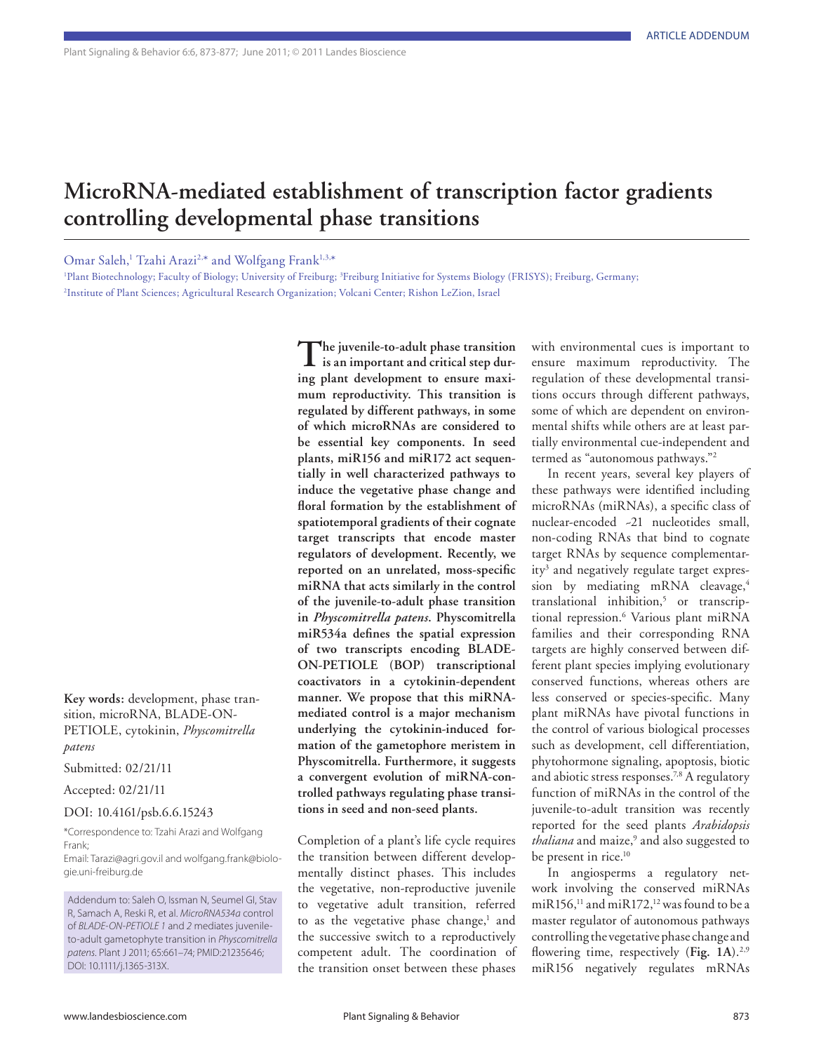ARTICLE ADDENDUM

# MicroRNA-mediated establishment of transcription factor gradients controlling developmental phase transitions

Omar Saleh,[1] Tzahi Arazi[2,*] and Wolfgang Frank[1,3,*]

[1]Plant Biotechnology; Faculty of Biology; University of Freiburg; [3]Freiburg Initiative for Systems Biology (FRISYS); Freiburg, Germany;
[2]Institute of Plant Sciences; Agricultural Research Organization; Volcani Center; Rishon LeZion, Israel

**Key words:** development, phase transition, microRNA, BLADE-ON-PETIOLE, cytokinin, *Physcomitrella patens*

Submitted: 02/21/11

Accepted: 02/21/11

DOI: 10.4161/psb.6.6.15243

*Correspondence to: Tzahi Arazi and Wolfgang Frank; Email: Tarazi@agri.gov.il and wolfgang.frank@biologie.uni-freiburg.de

Addendum to: Saleh O, Issman N, Seumel GI, Stav R, Samach A, Reski R, et al. *MicroRNA534a* control of *BLADE-ON-PETIOLE 1* and *2* mediates juvenile-to-adult gametophyte transition in *Physcomitrella patens*. Plant J 2011; 65:661–74; PMID:21235646; DOI: 10.1111/j.1365-313X.

**The juvenile-to-adult phase transition is an important and critical step during plant development to ensure maximum reproductivity. This transition is regulated by different pathways, in some of which microRNAs are considered to be essential key components. In seed plants, miR156 and miR172 act sequentially in well characterized pathways to induce the vegetative phase change and floral formation by the establishment of spatiotemporal gradients of their cognate target transcripts that encode master regulators of development. Recently, we reported on an unrelated, moss-specific miRNA that acts similarly in the control of the juvenile-to-adult phase transition in *Physcomitrella patens*. Physcomitrella miR534a defines the spatial expression of two transcripts encoding BLADE-ON-PETIOLE (BOP) transcriptional coactivators in a cytokinin-dependent manner. We propose that this miRNA-mediated control is a major mechanism underlying the cytokinin-induced formation of the gametophore meristem in Physcomitrella. Furthermore, it suggests a convergent evolution of miRNA-controlled pathways regulating phase transitions in seed and non-seed plants.**

Completion of a plant's life cycle requires the transition between different developmentally distinct phases. This includes the vegetative, non-reproductive juvenile to vegetative adult transition, referred to as the vegetative phase change,[1] and the successive switch to a reproductively competent adult. The coordination of the transition onset between these phases with environmental cues is important to ensure maximum reproductivity. The regulation of these developmental transitions occurs through different pathways, some of which are dependent on environmental shifts while others are at least partially environmental cue-independent and termed as "autonomous pathways."[2]

In recent years, several key players of these pathways were identified including microRNAs (miRNAs), a specific class of nuclear-encoded ~21 nucleotides small, non-coding RNAs that bind to cognate target RNAs by sequence complementarity[3] and negatively regulate target expression by mediating mRNA cleavage,[4] translational inhibition,[5] or transcriptional repression.[6] Various plant miRNA families and their corresponding RNA targets are highly conserved between different plant species implying evolutionary conserved functions, whereas others are less conserved or species-specific. Many plant miRNAs have pivotal functions in the control of various biological processes such as development, cell differentiation, phytohormone signaling, apoptosis, biotic and abiotic stress responses.[7,8] A regulatory function of miRNAs in the control of the juvenile-to-adult transition was recently reported for the seed plants *Arabidopsis thaliana* and maize,[9] and also suggested to be present in rice.[10]

In angiosperms a regulatory network involving the conserved miRNAs miR156,[11] and miR172,[12] was found to be a master regulator of autonomous pathways controlling the vegetative phase change and flowering time, respectively (**Fig. 1A**).[2,9] miR156 negatively regulates mRNAs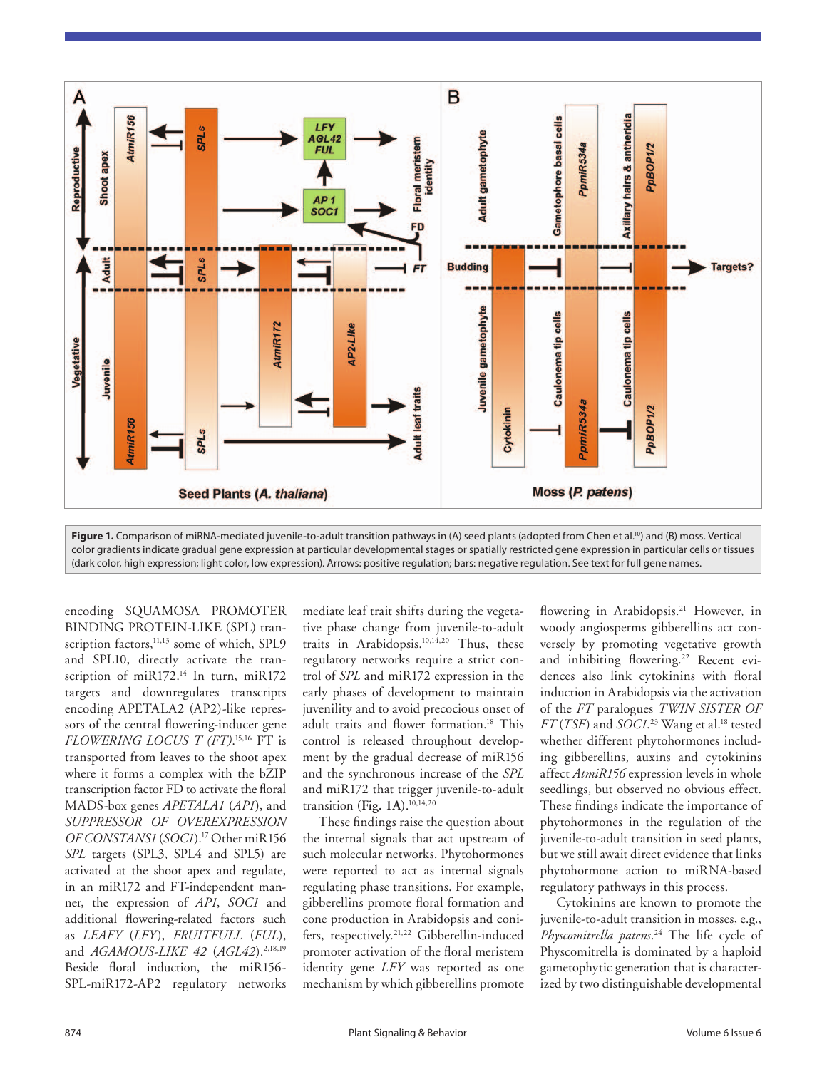**Figure 1.** Comparison of miRNA-mediated juvenile-to-adult transition pathways in (A) seed plants (adopted from Chen et al.[10]) and (B) moss. Vertical color gradients indicate gradual gene expression at particular developmental stages or spatially restricted gene expression in particular cells or tissues (dark color, high expression; light color, low expression). Arrows: positive regulation; bars: negative regulation. See text for full gene names.

encoding SQUAMOSA PROMOTER BINDING PROTEIN-LIKE (SPL) transcription factors,[11,13] some of which, SPL9 and SPL10, directly activate the transcription of miR172.[14] In turn, miR172 targets and downregulates transcripts encoding APETALA2 (AP2)-like repressors of the central flowering-inducer gene *FLOWERING LOCUS T (FT)*.[15,16] FT is transported from leaves to the shoot apex where it forms a complex with the bZIP transcription factor FD to activate the floral MADS-box genes *APETALA1* (*AP1*), and *SUPPRESSOR OF OVEREXPRESSION OF CONSTANS1* (*SOC1*).[17] Other miR156 *SPL* targets (SPL3, SPL4 and SPL5) are activated at the shoot apex and regulate, in an miR172 and FT-independent manner, the expression of *AP1*, *SOC1* and additional flowering-related factors such as *LEAFY* (*LFY*), *FRUITFULL* (*FUL*), and *AGAMOUS-LIKE 42* (*AGL42*).[2,18,19] Beside floral induction, the miR156-SPL-miR172-AP2 regulatory networks mediate leaf trait shifts during the vegetative phase change from juvenile-to-adult traits in Arabidopsis.[10,14,20] Thus, these regulatory networks require a strict control of *SPL* and miR172 expression in the early phases of development to maintain juvenility and to avoid precocious onset of adult traits and flower formation.[18] This control is released throughout development by the gradual decrease of miR156 and the synchronous increase of the *SPL* and miR172 that trigger juvenile-to-adult transition (**Fig. 1A**).[10,14,20]

These findings raise the question about the internal signals that act upstream of such molecular networks. Phytohormones were reported to act as internal signals regulating phase transitions. For example, gibberellins promote floral formation and cone production in Arabidopsis and conifers, respectively.[21,22] Gibberellin-induced promoter activation of the floral meristem identity gene *LFY* was reported as one mechanism by which gibberellins promote flowering in Arabidopsis.[21] However, in woody angiosperms gibberellins act conversely by promoting vegetative growth and inhibiting flowering.[22] Recent evidences also link cytokinins with floral induction in Arabidopsis via the activation of the *FT* paralogues *TWIN SISTER OF FT* (*TSF*) and *SOC1*.[23] Wang et al.[18] tested whether different phytohormones including gibberellins, auxins and cytokinins affect *AtmiR156* expression levels in whole seedlings, but observed no obvious effect. These findings indicate the importance of phytohormones in the regulation of the juvenile-to-adult transition in seed plants, but we still await direct evidence that links phytohormone action to miRNA-based regulatory pathways in this process.

Cytokinins are known to promote the juvenile-to-adult transition in mosses, e.g., *Physcomitrella patens*.[24] The life cycle of Physcomitrella is dominated by a haploid gametophytic generation that is characterized by two distinguishable developmental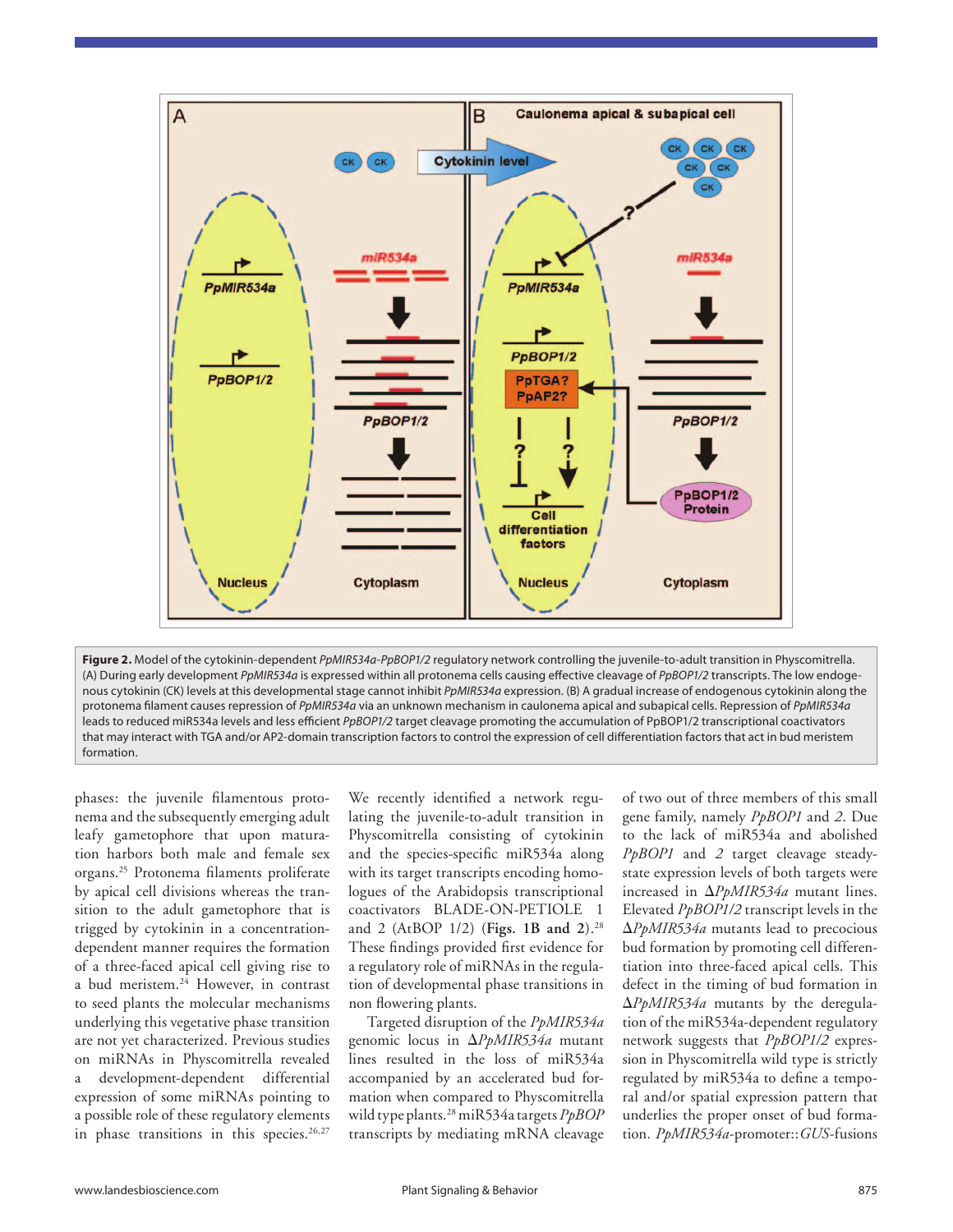**Figure 2.** Model of the cytokinin-dependent *PpMIR534a-PpBOP1/2* regulatory network controlling the juvenile-to-adult transition in Physcomitrella. (A) During early development *PpMIR534a* is expressed within all protonema cells causing effective cleavage of *PpBOP1/2* transcripts. The low endogenous cytokinin (CK) levels at this developmental stage cannot inhibit *PpMIR534a* expression. (B) A gradual increase of endogenous cytokinin along the protonema filament causes repression of *PpMIR534a* via an unknown mechanism in caulonema apical and subapical cells. Repression of *PpMIR534a* leads to reduced miR534a levels and less efficient *PpBOP1/2* target cleavage promoting the accumulation of PpBOP1/2 transcriptional coactivators that may interact with TGA and/or AP2-domain transcription factors to control the expression of cell differentiation factors that act in bud meristem formation.

phases: the juvenile filamentous protonema and the subsequently emerging adult leafy gametophore that upon maturation harbors both male and female sex organs.[25] Protonema filaments proliferate by apical cell divisions whereas the transition to the adult gametophore that is trigged by cytokinin in a concentration-dependent manner requires the formation of a three-faced apical cell giving rise to a bud meristem.[24] However, in contrast to seed plants the molecular mechanisms underlying this vegetative phase transition are not yet characterized. Previous studies on miRNAs in Physcomitrella revealed a development-dependent differential expression of some miRNAs pointing to a possible role of these regulatory elements in phase transitions in this species.[26,27]

We recently identified a network regulating the juvenile-to-adult transition in Physcomitrella consisting of cytokinin and the species-specific miR534a along with its target transcripts encoding homologues of the Arabidopsis transcriptional coactivators BLADE-ON-PETIOLE 1 and 2 (AtBOP 1/2) (**Figs. 1B and 2**).[28] These findings provided first evidence for a regulatory role of miRNAs in the regulation of developmental phase transitions in non flowering plants.

Targeted disruption of the *PpMIR534a* genomic locus in Δ*PpMIR534a* mutant lines resulted in the loss of miR534a accompanied by an accelerated bud formation when compared to Physcomitrella wild type plants.[28] miR534a targets *PpBOP* transcripts by mediating mRNA cleavage of two out of three members of this small gene family, namely *PpBOP1* and *2*. Due to the lack of miR534a and abolished *PpBOP1* and *2* target cleavage steady-state expression levels of both targets were increased in Δ*PpMIR534a* mutant lines. Elevated *PpBOP1/2* transcript levels in the Δ*PpMIR534a* mutants lead to precocious bud formation by promoting cell differentiation into three-faced apical cells. This defect in the timing of bud formation in Δ*PpMIR534a* mutants by the deregulation of the miR534a-dependent regulatory network suggests that *PpBOP1/2* expression in Physcomitrella wild type is strictly regulated by miR534a to define a temporal and/or spatial expression pattern that underlies the proper onset of bud formation. *PpMIR534a*-promoter::*GUS*-fusions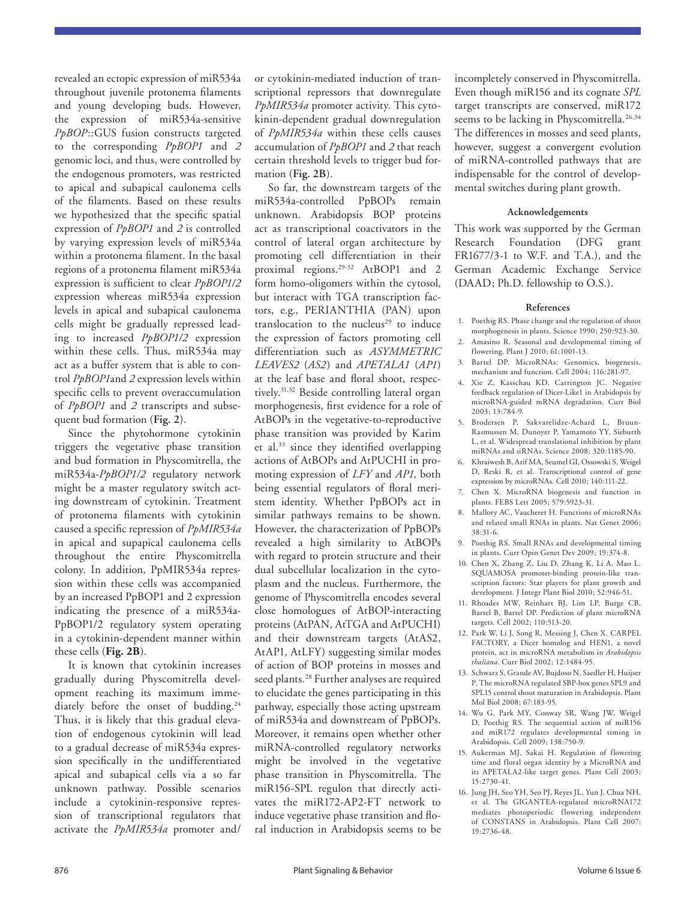revealed an ectopic expression of miR534a throughout juvenile protonema filaments and young developing buds. However, the expression of miR534a-sensitive *PpBOP*::GUS fusion constructs targeted to the corresponding *PpBOP1* and *2* genomic loci, and thus, were controlled by the endogenous promoters, was restricted to apical and subapical caulonema cells of the filaments. Based on these results we hypothesized that the specific spatial expression of *PpBOP1* and *2* is controlled by varying expression levels of miR534a within a protonema filament. In the basal regions of a protonema filament miR534a expression is sufficient to clear *PpBOP1/2* expression whereas miR534a expression levels in apical and subapical caulonema cells might be gradually repressed leading to increased *PpBOP1/2* expression within these cells. Thus, miR534a may act as a buffer system that is able to control *PpBOP1*and *2* expression levels within specific cells to prevent overaccumulation of *PpBOP1* and *2* transcripts and subsequent bud formation (**Fig. 2**).

Since the phytohormone cytokinin triggers the vegetative phase transition and bud formation in Physcomitrella, the miR534a-*PpBOP1/2* regulatory network might be a master regulatory switch acting downstream of cytokinin. Treatment of protonema filaments with cytokinin caused a specific repression of *PpMIR534a* in apical and supapical caulonema cells throughout the entire Physcomitrella colony. In addition, PpMIR534a repression within these cells was accompanied by an increased PpBOP1 and 2 expression indicating the presence of a miR534a-PpBOP1/2 regulatory system operating in a cytokinin-dependent manner within these cells (**Fig. 2B**).

It is known that cytokinin increases gradually during Physcomitrella development reaching its maximum immediately before the onset of budding.[24] Thus, it is likely that this gradual elevation of endogenous cytokinin will lead to a gradual decrease of miR534a expression specifically in the undifferentiated apical and subapical cells via a so far unknown pathway. Possible scenarios include a cytokinin-responsive repression of transcriptional regulators that activate the *PpMIR534a* promoter and/or cytokinin-mediated induction of transcriptional repressors that downregulate *PpMIR534a* promoter activity. This cytokinin-dependent gradual downregulation of *PpMIR534a* within these cells causes accumulation of *PpBOP1* and *2* that reach certain threshold levels to trigger bud formation (**Fig. 2B**).

So far, the downstream targets of the miR534a-controlled PpBOPs remain unknown. Arabidopsis BOP proteins act as transcriptional coactivators in the control of lateral organ architecture by promoting cell differentiation in their proximal regions.[29-32] AtBOP1 and 2 form homo-oligomers within the cytosol, but interact with TGA transcription factors, e.g., PERIANTHIA (PAN) upon translocation to the nucleus[29] to induce the expression of factors promoting cell differentiation such as *ASYMMETRIC LEAVES2* (*AS2*) and *APETALA1* (*AP1*) at the leaf base and floral shoot, respectively.[31,32] Beside controlling lateral organ morphogenesis, first evidence for a role of AtBOPs in the vegetative-to-reproductive phase transition was provided by Karim et al.[33] since they identified overlapping actions of AtBOPs and AtPUCHI in promoting expression of *LFY* and *AP1*, both being essential regulators of floral meristem identity. Whether PpBOPs act in similar pathways remains to be shown. However, the characterization of PpBOPs revealed a high similarity to AtBOPs with regard to protein structure and their dual subcellular localization in the cytoplasm and the nucleus. Furthermore, the genome of Physcomitrella encodes several close homologues of AtBOP-interacting proteins (AtPAN, AtTGA and AtPUCHI) and their downstream targets (AtAS2, AtAP1, AtLFY) suggesting similar modes of action of BOP proteins in mosses and seed plants.[28] Further analyses are required to elucidate the genes participating in this pathway, especially those acting upstream of miR534a and downstream of PpBOPs. Moreover, it remains open whether other miRNA-controlled regulatory networks might be involved in the vegetative phase transition in Physcomitrella. The miR156-SPL regulon that directly activates the miR172-AP2-FT network to induce vegetative phase transition and floral induction in Arabidopsis seems to be incompletely conserved in Physcomitrella. Even though miR156 and its cognate *SPL* target transcripts are conserved, miR172 seems to be lacking in Physcomitrella.[26,34] The differences in mosses and seed plants, however, suggest a convergent evolution of miRNA-controlled pathways that are indispensable for the control of developmental switches during plant growth.

#### Acknowledgements

This work was supported by the German Research Foundation (DFG grant FR1677/3-1 to W.F. and T.A.), and the German Academic Exchange Service (DAAD; Ph.D. fellowship to O.S.).

#### References

1. Poethig RS. Phase change and the regulation of shoot morphogenesis in plants. Science 1990; 250:923-30.
2. Amasino R. Seasonal and developmental timing of flowering. Plant J 2010; 61:1001-13.
3. Bartel DP. MicroRNAs: Genomics, biogenesis, mechanism and function. Cell 2004; 116:281-97.
4. Xie Z, Kasschau KD, Carrington JC. Negative feedback regulation of Dicer-Like1 in Arabidopsis by microRNA-guided mRNA degradation. Curr Biol 2003; 13:784-9.
5. Brodersen P, Sakvarelidze-Achard L, Bruun-Rasmussen M, Dunoyer P, Yamamoto YY, Sieburth L, et al. Widespread translational inhibition by plant miRNAs and siRNAs. Science 2008; 320:1185-90.
6. Khraiwesh B, Arif MA, Seumel GI, Ossowski S, Weigel D, Reski R, et al. Transcriptional control of gene expression by microRNAs. Cell 2010; 140:111-22.
7. Chen X. MicroRNA biogenesis and function in plants. FEBS Lett 2005; 579:5923-31.
8. Mallory AC, Vaucheret H. Functions of microRNAs and related small RNAs in plants. Nat Genet 2006; 38:31-6.
9. Poethig RS. Small RNAs and developmental timing in plants. Curr Opin Genet Dev 2009; 19:374-8.
10. Chen X, Zhang Z, Liu D, Zhang K, Li A, Mao L. SQUAMOSA promoter-binding protein-like transcription factors: Star players for plant growth and development. J Integr Plant Biol 2010; 52:946-51.
11. Rhoades MW, Reinhart BJ, Lim LP, Burge CB, Bartel B, Bartel DP. Prediction of plant microRNA targets. Cell 2002; 110:513-20.
12. Park W, Li J, Song R, Messing J, Chen X. CARPEL FACTORY, a Dicer homolog and HEN1, a novel protein, act in microRNA metabolism in *Arabidopsis thaliana*. Curr Biol 2002; 12:1484-95.
13. Schwarz S, Grande AV, Bujdoso N, Saedler H, Huijser P. The microRNA regulated SBP-box genes SPL9 and SPL15 control shoot maturation in Arabidopsis. Plant Mol Biol 2008; 67:183-95.
14. Wu G, Park MY, Conway SR, Wang JW, Weigel D, Poethig RS. The sequential action of miR156 and miR172 regulates developmental timing in Arabidopsis. Cell 2009; 138:750-9.
15. Aukerman MJ, Sakai H. Regulation of flowering time and floral organ identity by a MicroRNA and its APETALA2-like target genes. Plant Cell 2003; 15:2730-41.
16. Jung JH, Seo YH, Seo PJ, Reyes JL, Yun J, Chua NH, et al. The GIGANTEA-regulated microRNA172 mediates photoperiodic flowering independent of CONSTANS in Arabidopsis. Plant Cell 2007; 19:2736-48.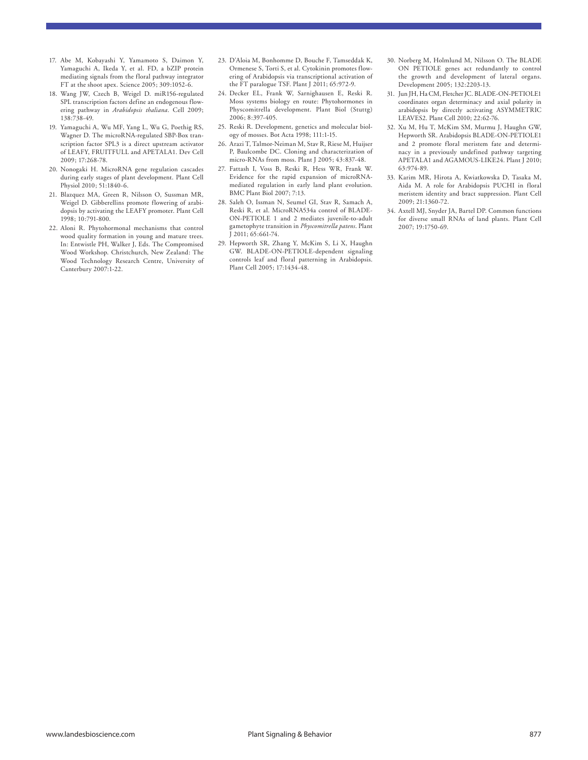17. Abe M, Kobayashi Y, Yamamoto S, Daimon Y, Yamaguchi A, Ikeda Y, et al. FD, a bZIP protein mediating signals from the floral pathway integrator FT at the shoot apex. Science 2005; 309:1052-6.
18. Wang JW, Czech B, Weigel D. miR156-regulated SPL transcription factors define an endogenous flowering pathway in *Arabidopsis thaliana*. Cell 2009; 138:738-49.
19. Yamaguchi A, Wu MF, Yang L, Wu G, Poethig RS, Wagner D. The microRNA-regulated SBP-Box transcription factor SPL3 is a direct upstream activator of LEAFY, FRUITFULL and APETALA1. Dev Cell 2009; 17:268-78.
20. Nonogaki H. MicroRNA gene regulation cascades during early stages of plant development. Plant Cell Physiol 2010; 51:1840-6.
21. Blazquez MA, Green R, Nilsson O, Sussman MR, Weigel D. Gibberellins promote flowering of arabidopsis by activating the LEAFY promoter. Plant Cell 1998; 10:791-800.
22. Aloni R. Phytohormonal mechanisms that control wood quality formation in young and mature trees. In: Entwistle PH, Walker J, Eds. The Compromised Wood Workshop. Christchurch, New Zealand: The Wood Technology Research Centre, University of Canterbury 2007:1-22.
23. D'Aloia M, Bonhomme D, Bouche F, Tamseddak K, Ormenese S, Torti S, et al. Cytokinin promotes flowering of Arabidopsis via transcriptional activation of the FT paralogue TSF. Plant J 2011; 65:972-9.
24. Decker EL, Frank W, Sarnighausen E, Reski R. Moss systems biology en route: Phytohormones in Physcomitrella development. Plant Biol (Stuttg) 2006; 8:397-405.
25. Reski R. Development, genetics and molecular biology of mosses. Bot Acta 1998; 111:1-15.
26. Arazi T, Talmor-Neiman M, Stav R, Riese M, Huijser P, Baulcombe DC. Cloning and characterization of micro-RNAs from moss. Plant J 2005; 43:837-48.
27. Fattash I, Voss B, Reski R, Hess WR, Frank W. Evidence for the rapid expansion of microRNA-mediated regulation in early land plant evolution. BMC Plant Biol 2007; 7:13.
28. Saleh O, Issman N, Seumel GI, Stav R, Samach A, Reski R, et al. MicroRNA534a control of BLADE-ON-PETIOLE 1 and 2 mediates juvenile-to-adult gametophyte transition in *Physcomitrella patens*. Plant J 2011; 65:661-74.
29. Hepworth SR, Zhang Y, McKim S, Li X, Haughn GW. BLADE-ON-PETIOLE-dependent signaling controls leaf and floral patterning in Arabidopsis. Plant Cell 2005; 17:1434-48.
30. Norberg M, Holmlund M, Nilsson O. The BLADE ON PETIOLE genes act redundantly to control the growth and development of lateral organs. Development 2005; 132:2203-13.
31. Jun JH, Ha CM, Fletcher JC. BLADE-ON-PETIOLE1 coordinates organ determinacy and axial polarity in arabidopsis by directly activating ASYMMETRIC LEAVES2. Plant Cell 2010; 22:62-76.
32. Xu M, Hu T, McKim SM, Murmu J, Haughn GW, Hepworth SR. Arabidopsis BLADE-ON-PETIOLE1 and 2 promote floral meristem fate and determinacy in a previously undefined pathway targeting APETALA1 and AGAMOUS-LIKE24. Plant J 2010; 63:974-89.
33. Karim MR, Hirota A, Kwiatkowska D, Tasaka M, Aida M. A role for Arabidopsis PUCHI in floral meristem identity and bract suppression. Plant Cell 2009; 21:1360-72.
34. Axtell MJ, Snyder JA, Bartel DP. Common functions for diverse small RNAs of land plants. Plant Cell 2007; 19:1750-69.